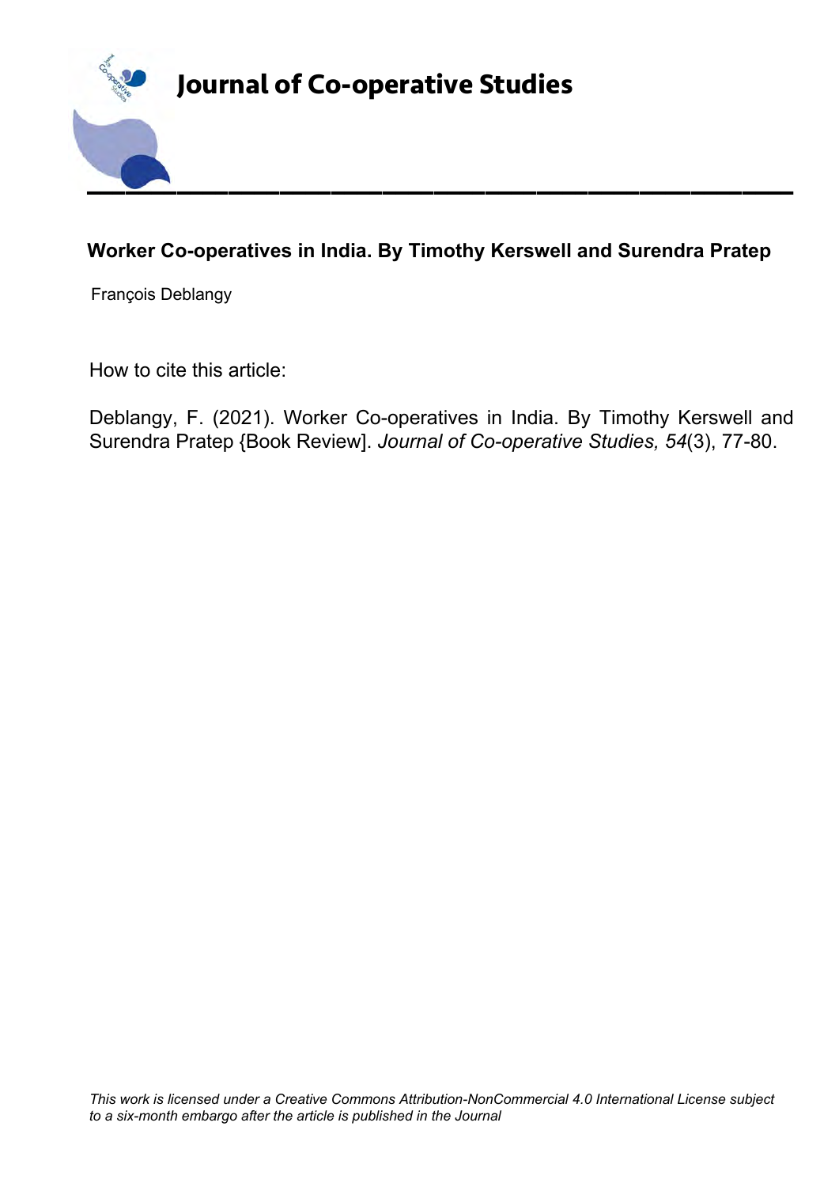# Journal of Co-operative Studies

## Worker Co-operatives in India. By Timothy Kerswell and Surendra Pratep

François Deblangy

How to cite this article:

Deblangy, F. (2021). Worker Co-operatives in India. By Timothy Kerswell and Surendra Pratep {Book Review]. *Journal of Co-operative Studies, 54*(3), 77-80.

*This work is licensed under a Creative Commons Attribution-NonCommercial 4.0 International License subject to a six-month embargo after the article is published in the Journal*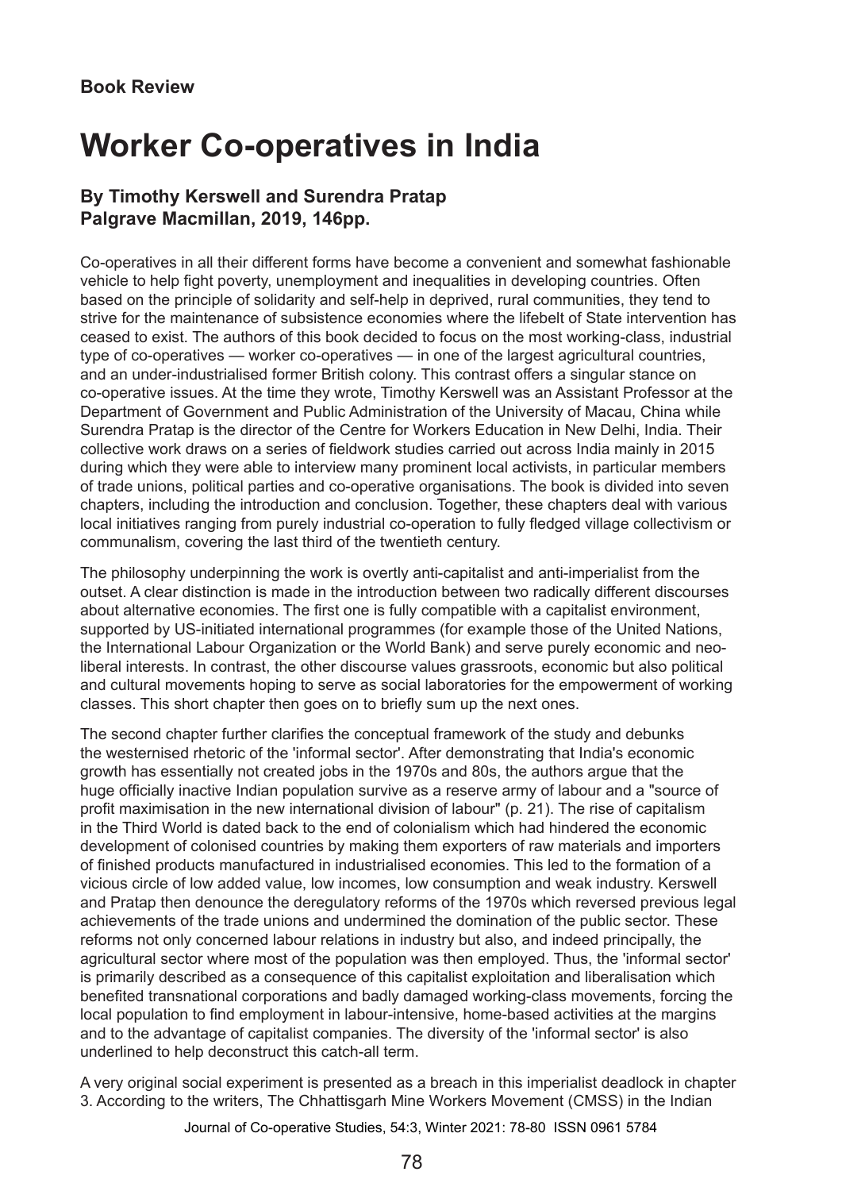**Book Review**

# Worker Co-operatives in India

### By Timothy Kerswell and Surendra Pratap
### Palgrave Macmillan, 2019, 146pp.

Co-operatives in all their different forms have become a convenient and somewhat fashionable vehicle to help fight poverty, unemployment and inequalities in developing countries. Often based on the principle of solidarity and self-help in deprived, rural communities, they tend to strive for the maintenance of subsistence economies where the lifebelt of State intervention has ceased to exist. The authors of this book decided to focus on the most working-class, industrial type of co-operatives — worker co-operatives — in one of the largest agricultural countries, and an under-industrialised former British colony. This contrast offers a singular stance on co-operative issues. At the time they wrote, Timothy Kerswell was an Assistant Professor at the Department of Government and Public Administration of the University of Macau, China while Surendra Pratap is the director of the Centre for Workers Education in New Delhi, India. Their collective work draws on a series of fieldwork studies carried out across India mainly in 2015 during which they were able to interview many prominent local activists, in particular members of trade unions, political parties and co-operative organisations. The book is divided into seven chapters, including the introduction and conclusion. Together, these chapters deal with various local initiatives ranging from purely industrial co-operation to fully fledged village collectivism or communalism, covering the last third of the twentieth century.

The philosophy underpinning the work is overtly anti-capitalist and anti-imperialist from the outset. A clear distinction is made in the introduction between two radically different discourses about alternative economies. The first one is fully compatible with a capitalist environment, supported by US-initiated international programmes (for example those of the United Nations, the International Labour Organization or the World Bank) and serve purely economic and neo-liberal interests. In contrast, the other discourse values grassroots, economic but also political and cultural movements hoping to serve as social laboratories for the empowerment of working classes. This short chapter then goes on to briefly sum up the next ones.

The second chapter further clarifies the conceptual framework of the study and debunks the westernised rhetoric of the 'informal sector'. After demonstrating that India's economic growth has essentially not created jobs in the 1970s and 80s, the authors argue that the huge officially inactive Indian population survive as a reserve army of labour and a "source of profit maximisation in the new international division of labour" (p. 21). The rise of capitalism in the Third World is dated back to the end of colonialism which had hindered the economic development of colonised countries by making them exporters of raw materials and importers of finished products manufactured in industrialised economies. This led to the formation of a vicious circle of low added value, low incomes, low consumption and weak industry. Kerswell and Pratap then denounce the deregulatory reforms of the 1970s which reversed previous legal achievements of the trade unions and undermined the domination of the public sector. These reforms not only concerned labour relations in industry but also, and indeed principally, the agricultural sector where most of the population was then employed. Thus, the 'informal sector' is primarily described as a consequence of this capitalist exploitation and liberalisation which benefited transnational corporations and badly damaged working-class movements, forcing the local population to find employment in labour-intensive, home-based activities at the margins and to the advantage of capitalist companies. The diversity of the 'informal sector' is also underlined to help deconstruct this catch-all term.

A very original social experiment is presented as a breach in this imperialist deadlock in chapter 3. According to the writers, The Chhattisgarh Mine Workers Movement (CMSS) in the Indian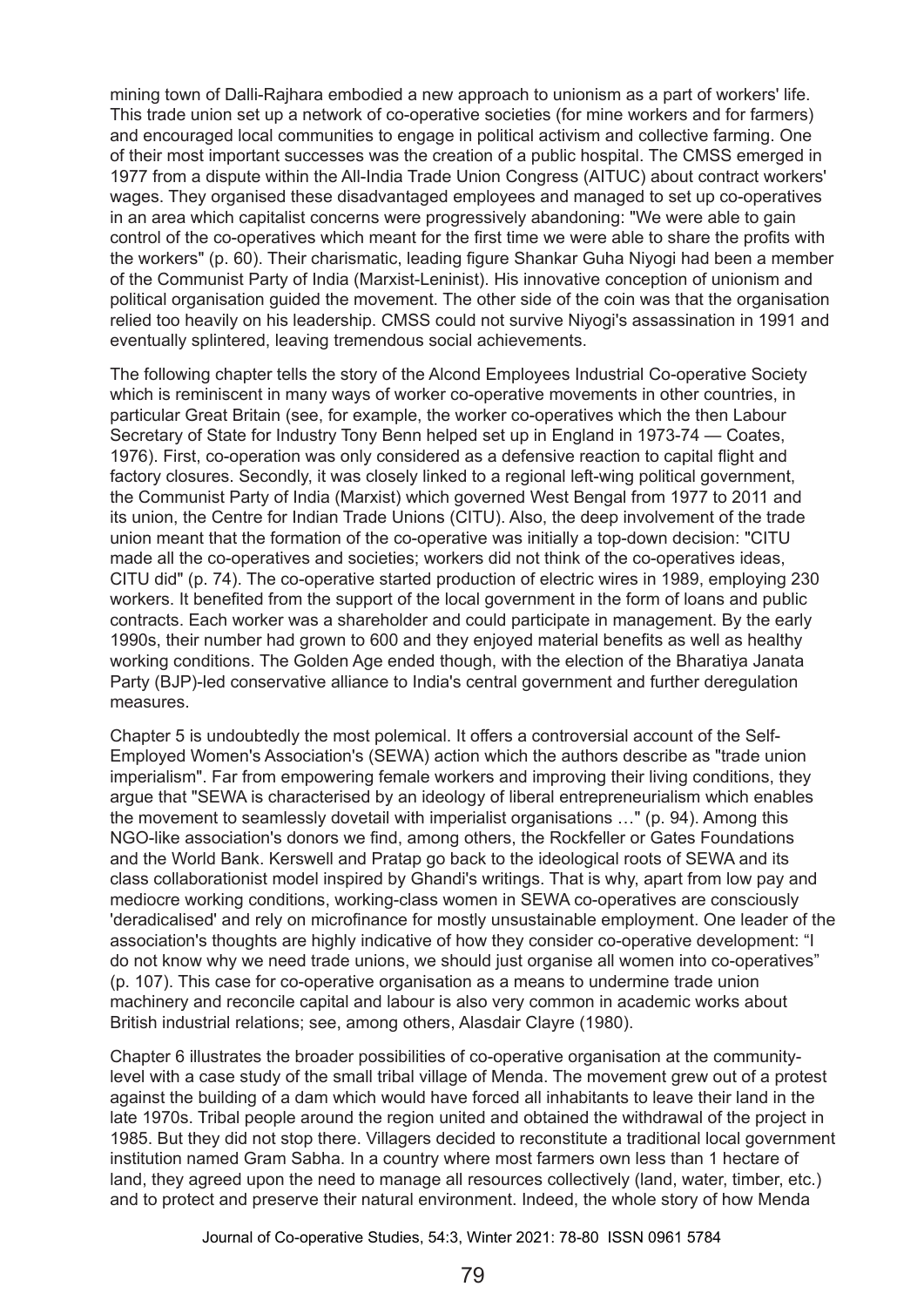mining town of Dalli-Rajhara embodied a new approach to unionism as a part of workers' life. This trade union set up a network of co-operative societies (for mine workers and for farmers) and encouraged local communities to engage in political activism and collective farming. One of their most important successes was the creation of a public hospital. The CMSS emerged in 1977 from a dispute within the All-India Trade Union Congress (AITUC) about contract workers' wages. They organised these disadvantaged employees and managed to set up co-operatives in an area which capitalist concerns were progressively abandoning: "We were able to gain control of the co-operatives which meant for the first time we were able to share the profits with the workers" (p. 60). Their charismatic, leading figure Shankar Guha Niyogi had been a member of the Communist Party of India (Marxist-Leninist). His innovative conception of unionism and political organisation guided the movement. The other side of the coin was that the organisation relied too heavily on his leadership. CMSS could not survive Niyogi's assassination in 1991 and eventually splintered, leaving tremendous social achievements.

The following chapter tells the story of the Alcond Employees Industrial Co-operative Society which is reminiscent in many ways of worker co-operative movements in other countries, in particular Great Britain (see, for example, the worker co-operatives which the then Labour Secretary of State for Industry Tony Benn helped set up in England in 1973-74 — Coates, 1976). First, co-operation was only considered as a defensive reaction to capital flight and factory closures. Secondly, it was closely linked to a regional left-wing political government, the Communist Party of India (Marxist) which governed West Bengal from 1977 to 2011 and its union, the Centre for Indian Trade Unions (CITU). Also, the deep involvement of the trade union meant that the formation of the co-operative was initially a top-down decision: "CITU made all the co-operatives and societies; workers did not think of the co-operatives ideas, CITU did" (p. 74). The co-operative started production of electric wires in 1989, employing 230 workers. It benefited from the support of the local government in the form of loans and public contracts. Each worker was a shareholder and could participate in management. By the early 1990s, their number had grown to 600 and they enjoyed material benefits as well as healthy working conditions. The Golden Age ended though, with the election of the Bharatiya Janata Party (BJP)-led conservative alliance to India's central government and further deregulation measures.

Chapter 5 is undoubtedly the most polemical. It offers a controversial account of the Self-Employed Women's Association's (SEWA) action which the authors describe as "trade union imperialism". Far from empowering female workers and improving their living conditions, they argue that "SEWA is characterised by an ideology of liberal entrepreneurialism which enables the movement to seamlessly dovetail with imperialist organisations …" (p. 94). Among this NGO-like association's donors we find, among others, the Rockfeller or Gates Foundations and the World Bank. Kerswell and Pratap go back to the ideological roots of SEWA and its class collaborationist model inspired by Ghandi's writings. That is why, apart from low pay and mediocre working conditions, working-class women in SEWA co-operatives are consciously 'deradicalised' and rely on microfinance for mostly unsustainable employment. One leader of the association's thoughts are highly indicative of how they consider co-operative development: "I do not know why we need trade unions, we should just organise all women into co-operatives" (p. 107). This case for co-operative organisation as a means to undermine trade union machinery and reconcile capital and labour is also very common in academic works about British industrial relations; see, among others, Alasdair Clayre (1980).

Chapter 6 illustrates the broader possibilities of co-operative organisation at the community-level with a case study of the small tribal village of Menda. The movement grew out of a protest against the building of a dam which would have forced all inhabitants to leave their land in the late 1970s. Tribal people around the region united and obtained the withdrawal of the project in 1985. But they did not stop there. Villagers decided to reconstitute a traditional local government institution named Gram Sabha. In a country where most farmers own less than 1 hectare of land, they agreed upon the need to manage all resources collectively (land, water, timber, etc.) and to protect and preserve their natural environment. Indeed, the whole story of how Menda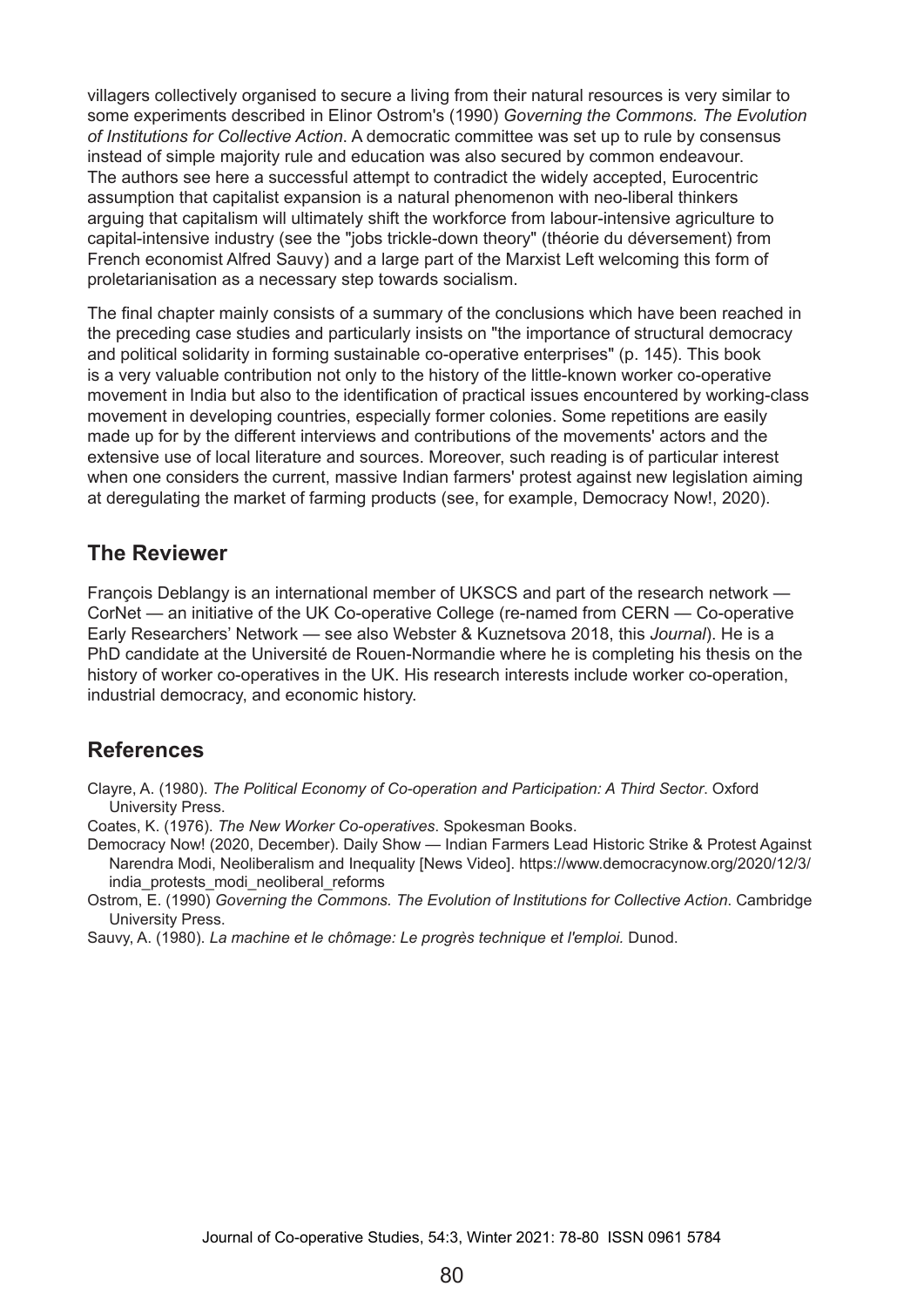villagers collectively organised to secure a living from their natural resources is very similar to some experiments described in Elinor Ostrom's (1990) *Governing the Commons. The Evolution of Institutions for Collective Action*. A democratic committee was set up to rule by consensus instead of simple majority rule and education was also secured by common endeavour. The authors see here a successful attempt to contradict the widely accepted, Eurocentric assumption that capitalist expansion is a natural phenomenon with neo-liberal thinkers arguing that capitalism will ultimately shift the workforce from labour-intensive agriculture to capital-intensive industry (see the "jobs trickle-down theory" (théorie du déversement) from French economist Alfred Sauvy) and a large part of the Marxist Left welcoming this form of proletarianisation as a necessary step towards socialism.

The final chapter mainly consists of a summary of the conclusions which have been reached in the preceding case studies and particularly insists on "the importance of structural democracy and political solidarity in forming sustainable co-operative enterprises" (p. 145). This book is a very valuable contribution not only to the history of the little-known worker co-operative movement in India but also to the identification of practical issues encountered by working-class movement in developing countries, especially former colonies. Some repetitions are easily made up for by the different interviews and contributions of the movements' actors and the extensive use of local literature and sources. Moreover, such reading is of particular interest when one considers the current, massive Indian farmers' protest against new legislation aiming at deregulating the market of farming products (see, for example, Democracy Now!, 2020).

## The Reviewer

François Deblangy is an international member of UKSCS and part of the research network — CorNet — an initiative of the UK Co-operative College (re-named from CERN — Co-operative Early Researchers' Network — see also Webster & Kuznetsova 2018, this *Journal*). He is a PhD candidate at the Université de Rouen-Normandie where he is completing his thesis on the history of worker co-operatives in the UK. His research interests include worker co-operation, industrial democracy, and economic history.

## References

Clayre, A. (1980). *The Political Economy of Co-operation and Participation: A Third Sector*. Oxford University Press.

Coates, K. (1976). *The New Worker Co-operatives*. Spokesman Books.

Democracy Now! (2020, December). Daily Show — Indian Farmers Lead Historic Strike & Protest Against Narendra Modi, Neoliberalism and Inequality [News Video]. https://www.democracynow.org/2020/12/3/india_protests_modi_neoliberal_reforms

Ostrom, E. (1990) *Governing the Commons. The Evolution of Institutions for Collective Action*. Cambridge University Press.

Sauvy, A. (1980). *La machine et le chômage: Le progrès technique et l'emploi.* Dunod.